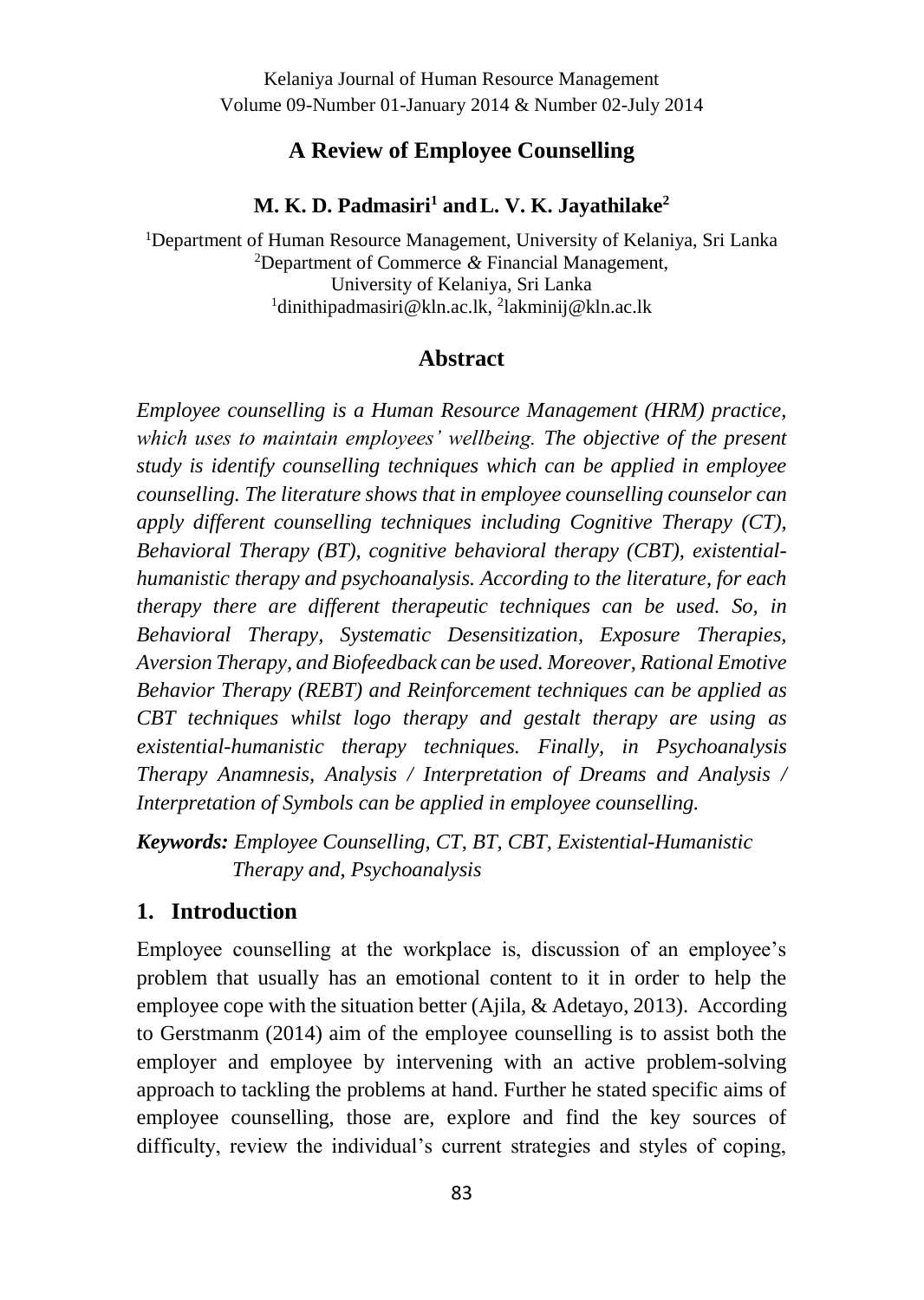# A Review of Employee Counselling

**M. K. D. Padmasiri[1] and L. V. K. Jayathilake[2]**

[1]Department of Human Resource Management, University of Kelaniya, Sri Lanka
[2]Department of Commerce & Financial Management,
University of Kelaniya, Sri Lanka
[1]dinithipadmasiri@kln.ac.lk, [2]lakminij@kln.ac.lk

## Abstract

*Employee counselling is a Human Resource Management (HRM) practice, which uses to maintain employees' wellbeing. The objective of the present study is identify counselling techniques which can be applied in employee counselling. The literature shows that in employee counselling counselor can apply different counselling techniques including Cognitive Therapy (CT), Behavioral Therapy (BT), cognitive behavioral therapy (CBT), existential-humanistic therapy and psychoanalysis. According to the literature, for each therapy there are different therapeutic techniques can be used. So, in Behavioral Therapy, Systematic Desensitization, Exposure Therapies, Aversion Therapy, and Biofeedback can be used. Moreover, Rational Emotive Behavior Therapy (REBT) and Reinforcement techniques can be applied as CBT techniques whilst logo therapy and gestalt therapy are using as existential-humanistic therapy techniques. Finally, in Psychoanalysis Therapy Anamnesis, Analysis / Interpretation of Dreams and Analysis / Interpretation of Symbols can be applied in employee counselling.*

***Keywords:*** *Employee Counselling, CT, BT, CBT, Existential-Humanistic Therapy and, Psychoanalysis*

## 1. Introduction

Employee counselling at the workplace is, discussion of an employee's problem that usually has an emotional content to it in order to help the employee cope with the situation better (Ajila, & Adetayo, 2013). According to Gerstmanm (2014) aim of the employee counselling is to assist both the employer and employee by intervening with an active problem-solving approach to tackling the problems at hand. Further he stated specific aims of employee counselling, those are, explore and find the key sources of difficulty, review the individual's current strategies and styles of coping,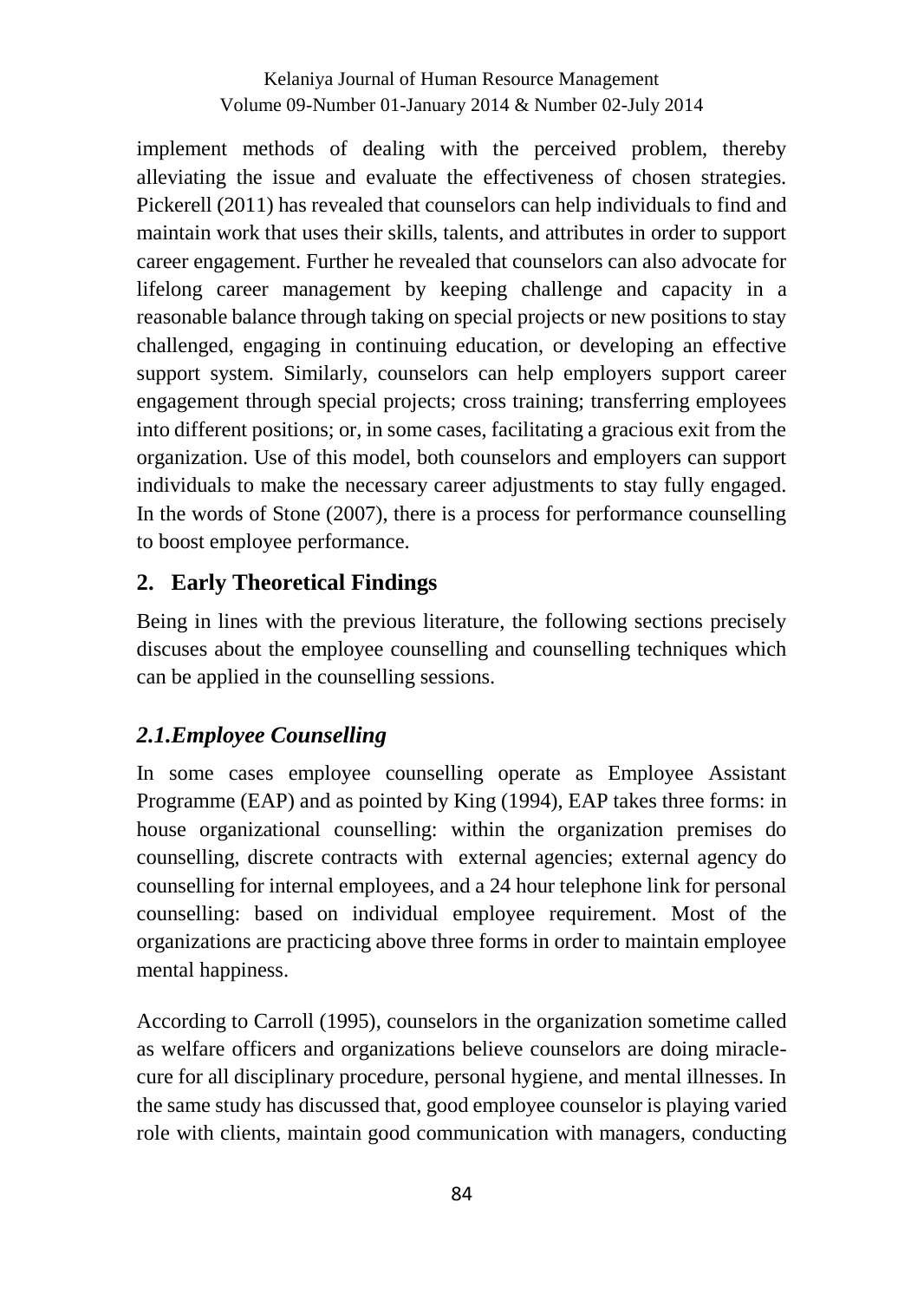implement methods of dealing with the perceived problem, thereby alleviating the issue and evaluate the effectiveness of chosen strategies. Pickerell (2011) has revealed that counselors can help individuals to find and maintain work that uses their skills, talents, and attributes in order to support career engagement. Further he revealed that counselors can also advocate for lifelong career management by keeping challenge and capacity in a reasonable balance through taking on special projects or new positions to stay challenged, engaging in continuing education, or developing an effective support system. Similarly, counselors can help employers support career engagement through special projects; cross training; transferring employees into different positions; or, in some cases, facilitating a gracious exit from the organization. Use of this model, both counselors and employers can support individuals to make the necessary career adjustments to stay fully engaged. In the words of Stone (2007), there is a process for performance counselling to boost employee performance.

## 2. Early Theoretical Findings

Being in lines with the previous literature, the following sections precisely discuses about the employee counselling and counselling techniques which can be applied in the counselling sessions.

### *2.1.Employee Counselling*

In some cases employee counselling operate as Employee Assistant Programme (EAP) and as pointed by King (1994), EAP takes three forms: in house organizational counselling: within the organization premises do counselling, discrete contracts with external agencies; external agency do counselling for internal employees, and a 24 hour telephone link for personal counselling: based on individual employee requirement. Most of the organizations are practicing above three forms in order to maintain employee mental happiness.

According to Carroll (1995), counselors in the organization sometime called as welfare officers and organizations believe counselors are doing miracle-cure for all disciplinary procedure, personal hygiene, and mental illnesses. In the same study has discussed that, good employee counselor is playing varied role with clients, maintain good communication with managers, conducting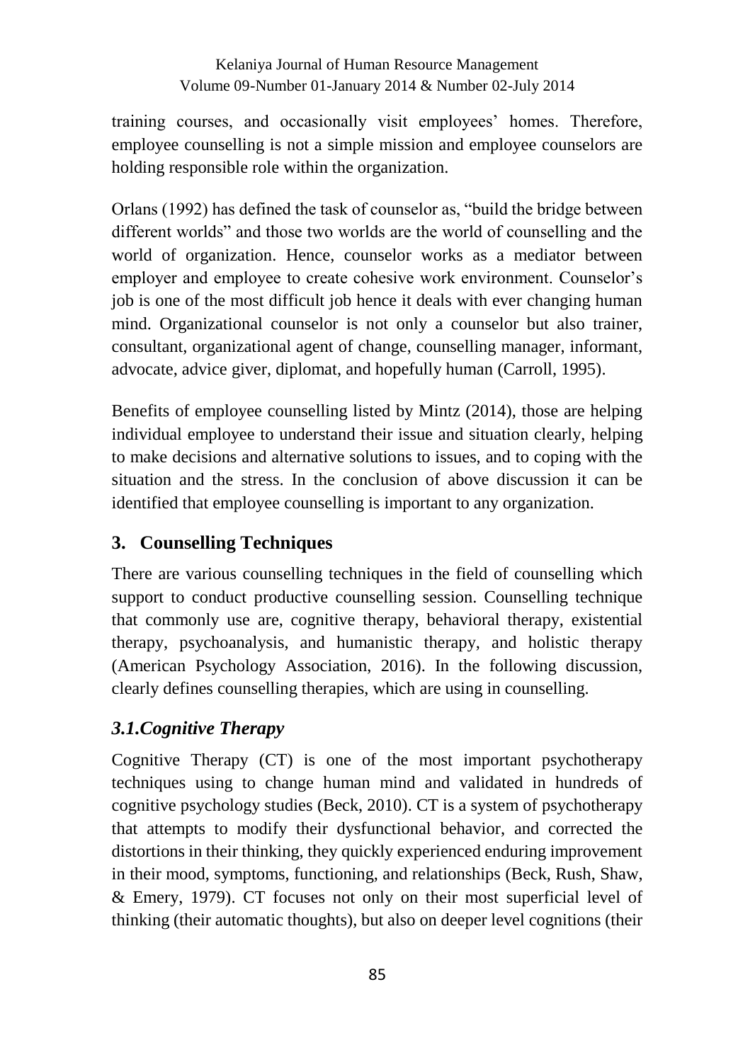training courses, and occasionally visit employees' homes. Therefore, employee counselling is not a simple mission and employee counselors are holding responsible role within the organization.

Orlans (1992) has defined the task of counselor as, "build the bridge between different worlds" and those two worlds are the world of counselling and the world of organization. Hence, counselor works as a mediator between employer and employee to create cohesive work environment. Counselor's job is one of the most difficult job hence it deals with ever changing human mind. Organizational counselor is not only a counselor but also trainer, consultant, organizational agent of change, counselling manager, informant, advocate, advice giver, diplomat, and hopefully human (Carroll, 1995).

Benefits of employee counselling listed by Mintz (2014), those are helping individual employee to understand their issue and situation clearly, helping to make decisions and alternative solutions to issues, and to coping with the situation and the stress. In the conclusion of above discussion it can be identified that employee counselling is important to any organization.

## 3. Counselling Techniques

There are various counselling techniques in the field of counselling which support to conduct productive counselling session. Counselling technique that commonly use are, cognitive therapy, behavioral therapy, existential therapy, psychoanalysis, and humanistic therapy, and holistic therapy (American Psychology Association, 2016). In the following discussion, clearly defines counselling therapies, which are using in counselling.

### *3.1.Cognitive Therapy*

Cognitive Therapy (CT) is one of the most important psychotherapy techniques using to change human mind and validated in hundreds of cognitive psychology studies (Beck, 2010). CT is a system of psychotherapy that attempts to modify their dysfunctional behavior, and corrected the distortions in their thinking, they quickly experienced enduring improvement in their mood, symptoms, functioning, and relationships (Beck, Rush, Shaw, & Emery, 1979). CT focuses not only on their most superficial level of thinking (their automatic thoughts), but also on deeper level cognitions (their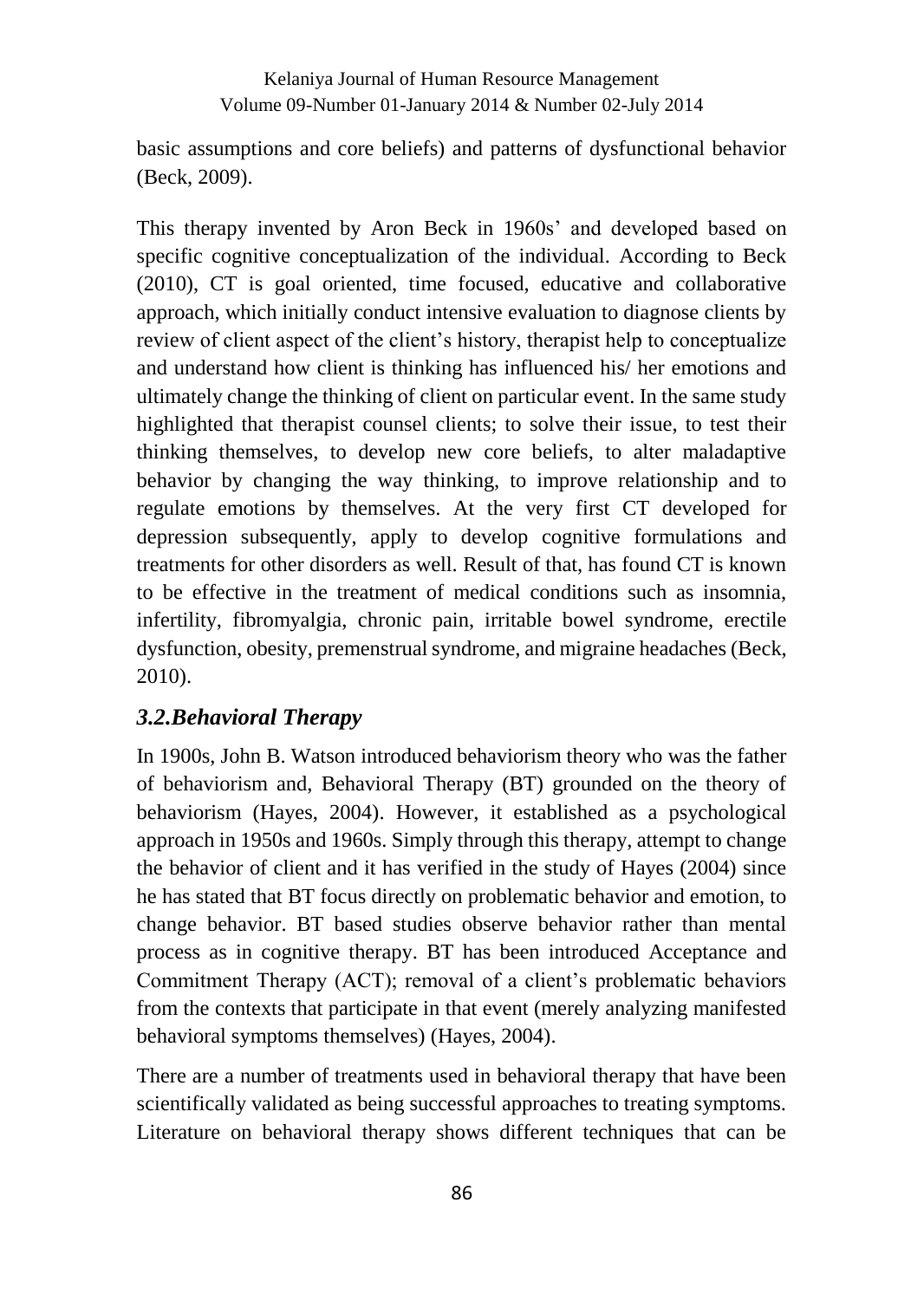basic assumptions and core beliefs) and patterns of dysfunctional behavior (Beck, 2009).

This therapy invented by Aron Beck in 1960s' and developed based on specific cognitive conceptualization of the individual. According to Beck (2010), CT is goal oriented, time focused, educative and collaborative approach, which initially conduct intensive evaluation to diagnose clients by review of client aspect of the client's history, therapist help to conceptualize and understand how client is thinking has influenced his/ her emotions and ultimately change the thinking of client on particular event. In the same study highlighted that therapist counsel clients; to solve their issue, to test their thinking themselves, to develop new core beliefs, to alter maladaptive behavior by changing the way thinking, to improve relationship and to regulate emotions by themselves. At the very first CT developed for depression subsequently, apply to develop cognitive formulations and treatments for other disorders as well. Result of that, has found CT is known to be effective in the treatment of medical conditions such as insomnia, infertility, fibromyalgia, chronic pain, irritable bowel syndrome, erectile dysfunction, obesity, premenstrual syndrome, and migraine headaches (Beck, 2010).

### *3.2.Behavioral Therapy*

In 1900s, John B. Watson introduced behaviorism theory who was the father of behaviorism and, Behavioral Therapy (BT) grounded on the theory of behaviorism (Hayes, 2004). However, it established as a psychological approach in 1950s and 1960s. Simply through this therapy, attempt to change the behavior of client and it has verified in the study of Hayes (2004) since he has stated that BT focus directly on problematic behavior and emotion, to change behavior. BT based studies observe behavior rather than mental process as in cognitive therapy. BT has been introduced Acceptance and Commitment Therapy (ACT); removal of a client's problematic behaviors from the contexts that participate in that event (merely analyzing manifested behavioral symptoms themselves) (Hayes, 2004).

There are a number of treatments used in behavioral therapy that have been scientifically validated as being successful approaches to treating symptoms. Literature on behavioral therapy shows different techniques that can be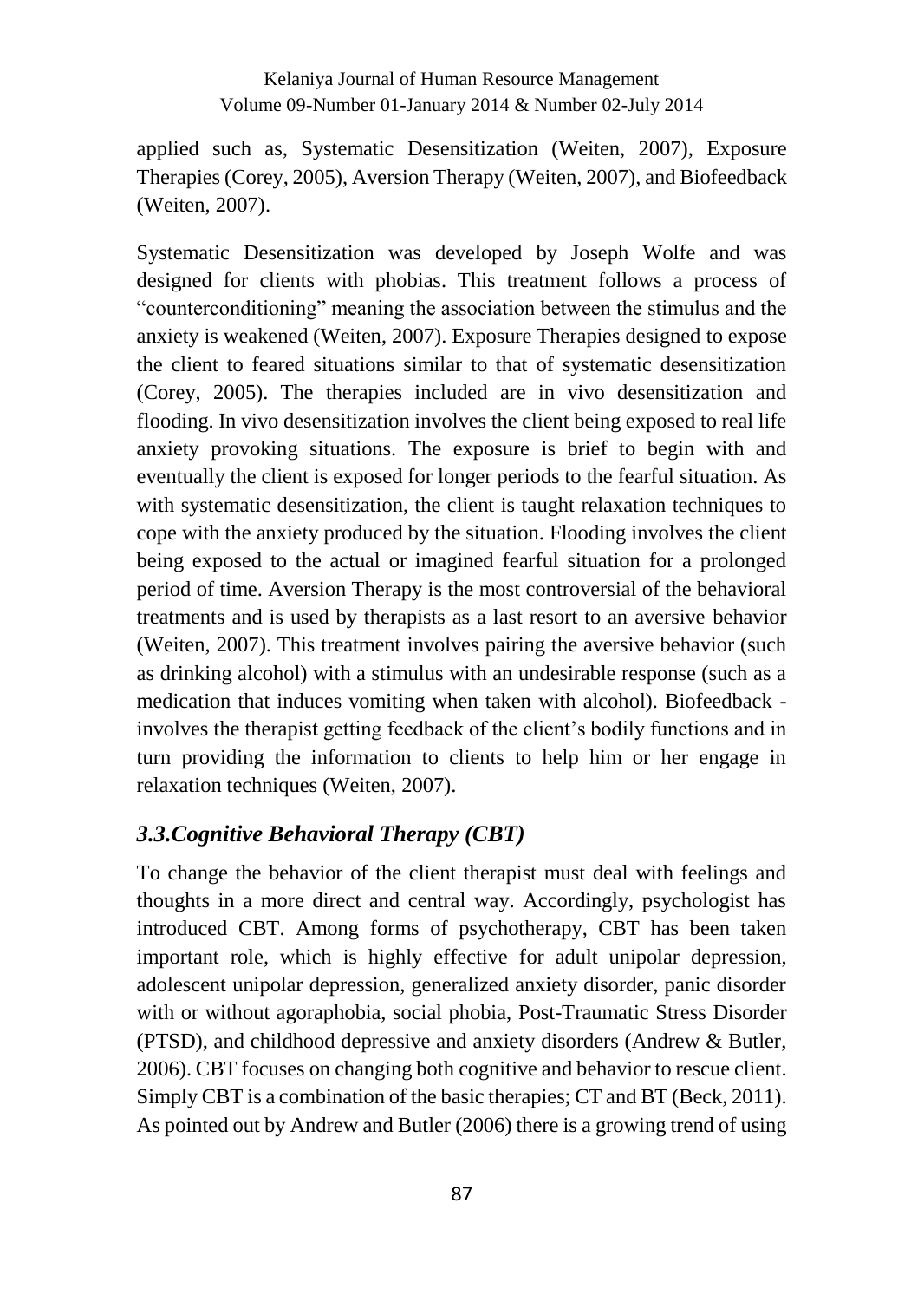applied such as, Systematic Desensitization (Weiten, 2007), Exposure Therapies (Corey, 2005), Aversion Therapy (Weiten, 2007), and Biofeedback (Weiten, 2007).

Systematic Desensitization was developed by Joseph Wolfe and was designed for clients with phobias. This treatment follows a process of "counterconditioning" meaning the association between the stimulus and the anxiety is weakened (Weiten, 2007). Exposure Therapies designed to expose the client to feared situations similar to that of systematic desensitization (Corey, 2005). The therapies included are in vivo desensitization and flooding. In vivo desensitization involves the client being exposed to real life anxiety provoking situations. The exposure is brief to begin with and eventually the client is exposed for longer periods to the fearful situation. As with systematic desensitization, the client is taught relaxation techniques to cope with the anxiety produced by the situation. Flooding involves the client being exposed to the actual or imagined fearful situation for a prolonged period of time. Aversion Therapy is the most controversial of the behavioral treatments and is used by therapists as a last resort to an aversive behavior (Weiten, 2007). This treatment involves pairing the aversive behavior (such as drinking alcohol) with a stimulus with an undesirable response (such as a medication that induces vomiting when taken with alcohol). Biofeedback - involves the therapist getting feedback of the client's bodily functions and in turn providing the information to clients to help him or her engage in relaxation techniques (Weiten, 2007).

### *3.3.Cognitive Behavioral Therapy (CBT)*

To change the behavior of the client therapist must deal with feelings and thoughts in a more direct and central way. Accordingly, psychologist has introduced CBT. Among forms of psychotherapy, CBT has been taken important role, which is highly effective for adult unipolar depression, adolescent unipolar depression, generalized anxiety disorder, panic disorder with or without agoraphobia, social phobia, Post-Traumatic Stress Disorder (PTSD), and childhood depressive and anxiety disorders (Andrew & Butler, 2006). CBT focuses on changing both cognitive and behavior to rescue client. Simply CBT is a combination of the basic therapies; CT and BT (Beck, 2011). As pointed out by Andrew and Butler (2006) there is a growing trend of using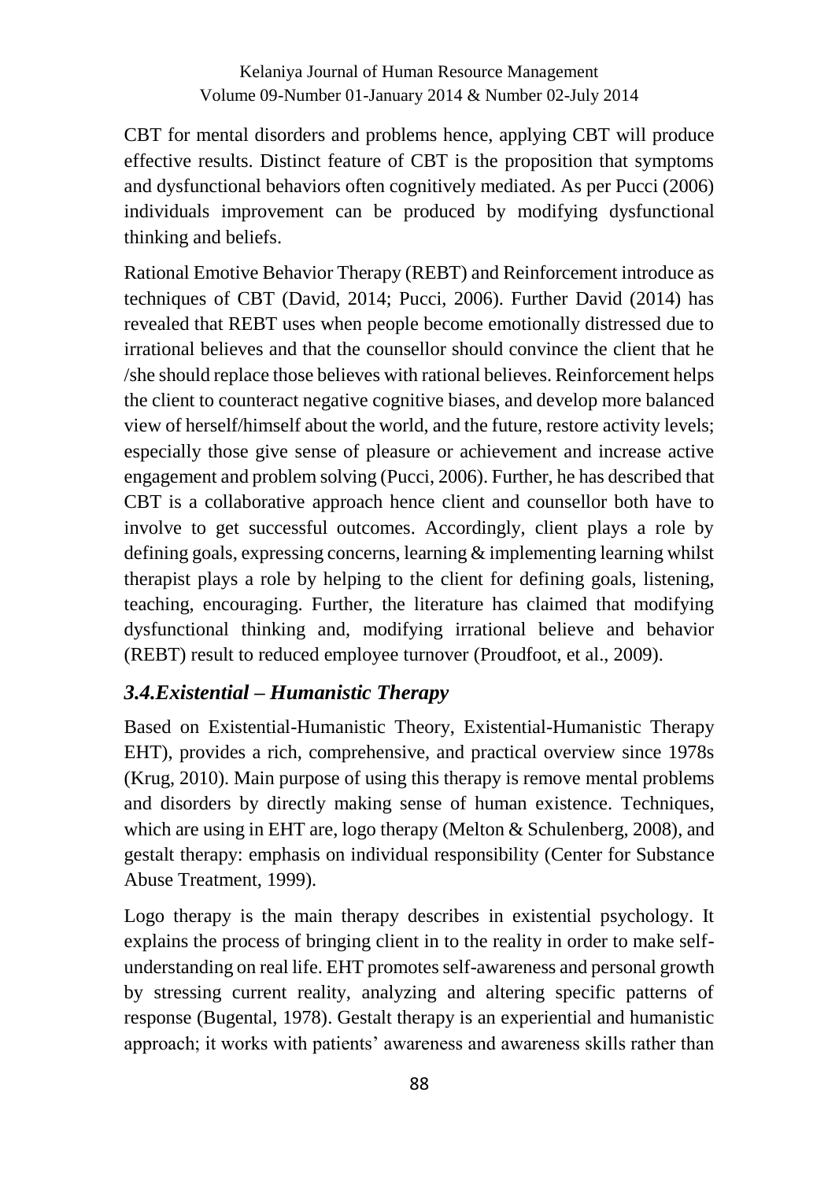CBT for mental disorders and problems hence, applying CBT will produce effective results. Distinct feature of CBT is the proposition that symptoms and dysfunctional behaviors often cognitively mediated. As per Pucci (2006) individuals improvement can be produced by modifying dysfunctional thinking and beliefs.

Rational Emotive Behavior Therapy (REBT) and Reinforcement introduce as techniques of CBT (David, 2014; Pucci, 2006). Further David (2014) has revealed that REBT uses when people become emotionally distressed due to irrational believes and that the counsellor should convince the client that he /she should replace those believes with rational believes. Reinforcement helps the client to counteract negative cognitive biases, and develop more balanced view of herself/himself about the world, and the future, restore activity levels; especially those give sense of pleasure or achievement and increase active engagement and problem solving (Pucci, 2006). Further, he has described that CBT is a collaborative approach hence client and counsellor both have to involve to get successful outcomes. Accordingly, client plays a role by defining goals, expressing concerns, learning & implementing learning whilst therapist plays a role by helping to the client for defining goals, listening, teaching, encouraging. Further, the literature has claimed that modifying dysfunctional thinking and, modifying irrational believe and behavior (REBT) result to reduced employee turnover (Proudfoot, et al., 2009).

### *3.4.Existential – Humanistic Therapy*

Based on Existential-Humanistic Theory, Existential-Humanistic Therapy EHT), provides a rich, comprehensive, and practical overview since 1978s (Krug, 2010). Main purpose of using this therapy is remove mental problems and disorders by directly making sense of human existence. Techniques, which are using in EHT are, logo therapy (Melton & Schulenberg, 2008), and gestalt therapy: emphasis on individual responsibility (Center for Substance Abuse Treatment, 1999).

Logo therapy is the main therapy describes in existential psychology. It explains the process of bringing client in to the reality in order to make self-understanding on real life. EHT promotes self-awareness and personal growth by stressing current reality, analyzing and altering specific patterns of response (Bugental, 1978). Gestalt therapy is an experiential and humanistic approach; it works with patients' awareness and awareness skills rather than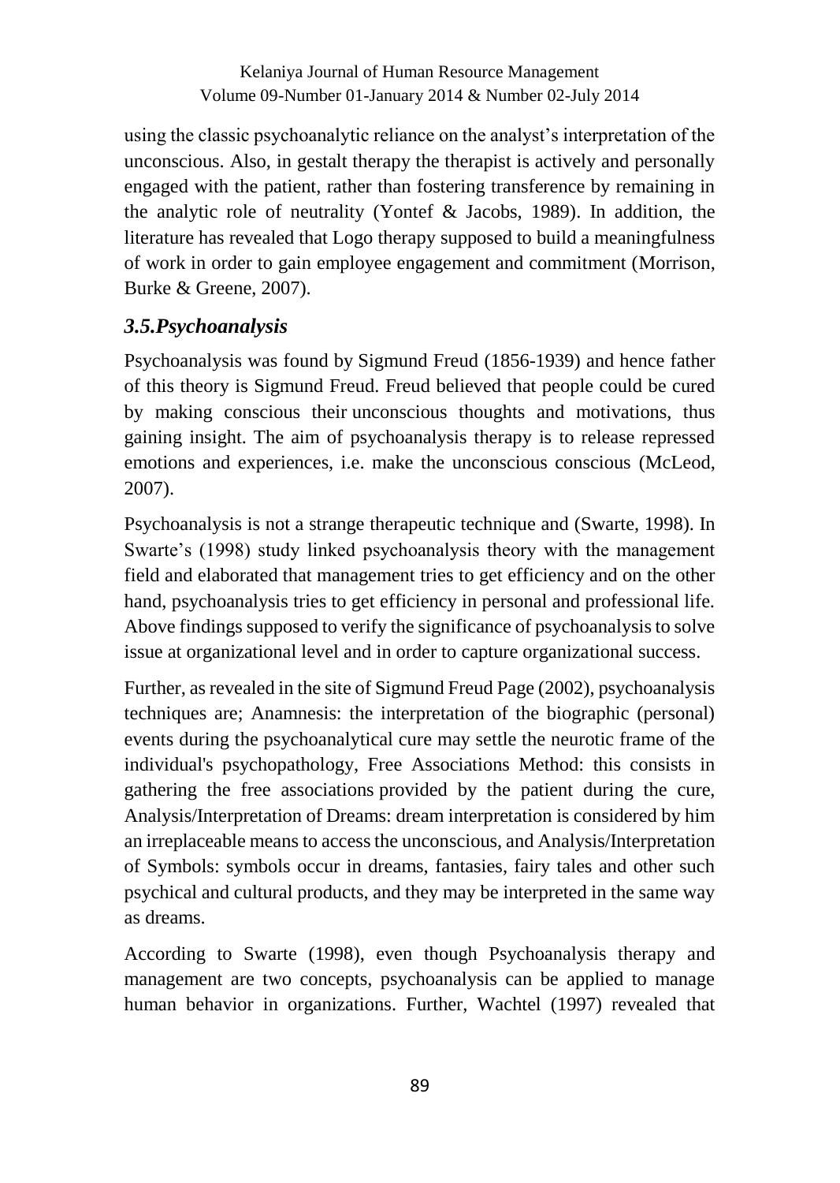using the classic psychoanalytic reliance on the analyst's interpretation of the unconscious. Also, in gestalt therapy the therapist is actively and personally engaged with the patient, rather than fostering transference by remaining in the analytic role of neutrality (Yontef & Jacobs, 1989). In addition, the literature has revealed that Logo therapy supposed to build a meaningfulness of work in order to gain employee engagement and commitment (Morrison, Burke & Greene, 2007).

### *3.5.Psychoanalysis*

Psychoanalysis was found by Sigmund Freud (1856-1939) and hence father of this theory is Sigmund Freud. Freud believed that people could be cured by making conscious their unconscious thoughts and motivations, thus gaining insight. The aim of psychoanalysis therapy is to release repressed emotions and experiences, i.e. make the unconscious conscious (McLeod, 2007).

Psychoanalysis is not a strange therapeutic technique and (Swarte, 1998). In Swarte's (1998) study linked psychoanalysis theory with the management field and elaborated that management tries to get efficiency and on the other hand, psychoanalysis tries to get efficiency in personal and professional life. Above findings supposed to verify the significance of psychoanalysis to solve issue at organizational level and in order to capture organizational success.

Further, as revealed in the site of Sigmund Freud Page (2002), psychoanalysis techniques are; Anamnesis: the interpretation of the biographic (personal) events during the psychoanalytical cure may settle the neurotic frame of the individual's psychopathology, Free Associations Method: this consists in gathering the free associations provided by the patient during the cure, Analysis/Interpretation of Dreams: dream interpretation is considered by him an irreplaceable means to access the unconscious, and Analysis/Interpretation of Symbols: symbols occur in dreams, fantasies, fairy tales and other such psychical and cultural products, and they may be interpreted in the same way as dreams.

According to Swarte (1998), even though Psychoanalysis therapy and management are two concepts, psychoanalysis can be applied to manage human behavior in organizations. Further, Wachtel (1997) revealed that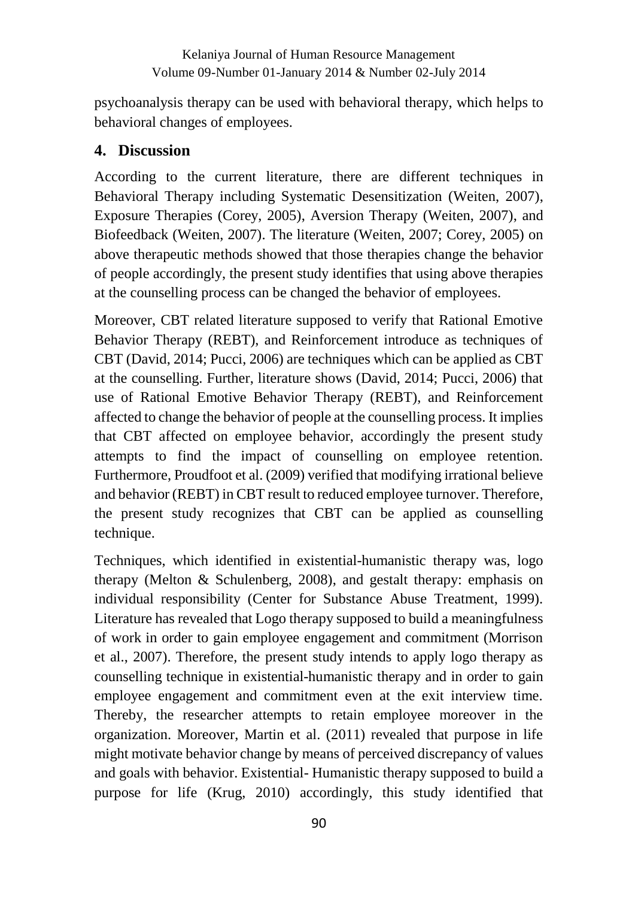psychoanalysis therapy can be used with behavioral therapy, which helps to behavioral changes of employees.

## 4. Discussion

According to the current literature, there are different techniques in Behavioral Therapy including Systematic Desensitization (Weiten, 2007), Exposure Therapies (Corey, 2005), Aversion Therapy (Weiten, 2007), and Biofeedback (Weiten, 2007). The literature (Weiten, 2007; Corey, 2005) on above therapeutic methods showed that those therapies change the behavior of people accordingly, the present study identifies that using above therapies at the counselling process can be changed the behavior of employees.

Moreover, CBT related literature supposed to verify that Rational Emotive Behavior Therapy (REBT), and Reinforcement introduce as techniques of CBT (David, 2014; Pucci, 2006) are techniques which can be applied as CBT at the counselling. Further, literature shows (David, 2014; Pucci, 2006) that use of Rational Emotive Behavior Therapy (REBT), and Reinforcement affected to change the behavior of people at the counselling process. It implies that CBT affected on employee behavior, accordingly the present study attempts to find the impact of counselling on employee retention. Furthermore, Proudfoot et al. (2009) verified that modifying irrational believe and behavior (REBT) in CBT result to reduced employee turnover. Therefore, the present study recognizes that CBT can be applied as counselling technique.

Techniques, which identified in existential-humanistic therapy was, logo therapy (Melton & Schulenberg, 2008), and gestalt therapy: emphasis on individual responsibility (Center for Substance Abuse Treatment, 1999). Literature has revealed that Logo therapy supposed to build a meaningfulness of work in order to gain employee engagement and commitment (Morrison et al., 2007). Therefore, the present study intends to apply logo therapy as counselling technique in existential-humanistic therapy and in order to gain employee engagement and commitment even at the exit interview time. Thereby, the researcher attempts to retain employee moreover in the organization. Moreover, Martin et al. (2011) revealed that purpose in life might motivate behavior change by means of perceived discrepancy of values and goals with behavior. Existential- Humanistic therapy supposed to build a purpose for life (Krug, 2010) accordingly, this study identified that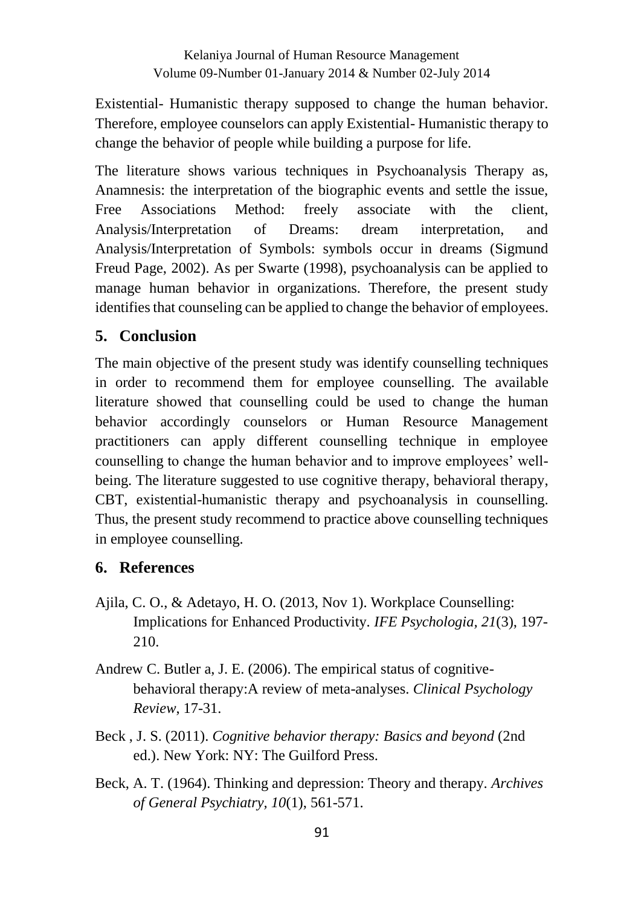Existential- Humanistic therapy supposed to change the human behavior. Therefore, employee counselors can apply Existential- Humanistic therapy to change the behavior of people while building a purpose for life.

The literature shows various techniques in Psychoanalysis Therapy as, Anamnesis: the interpretation of the biographic events and settle the issue, Free Associations Method: freely associate with the client, Analysis/Interpretation of Dreams: dream interpretation, and Analysis/Interpretation of Symbols: symbols occur in dreams (Sigmund Freud Page, 2002). As per Swarte (1998), psychoanalysis can be applied to manage human behavior in organizations. Therefore, the present study identifies that counseling can be applied to change the behavior of employees.

## 5. Conclusion

The main objective of the present study was identify counselling techniques in order to recommend them for employee counselling. The available literature showed that counselling could be used to change the human behavior accordingly counselors or Human Resource Management practitioners can apply different counselling technique in employee counselling to change the human behavior and to improve employees' well-being. The literature suggested to use cognitive therapy, behavioral therapy, CBT, existential-humanistic therapy and psychoanalysis in counselling. Thus, the present study recommend to practice above counselling techniques in employee counselling.

## 6. References

Ajila, C. O., & Adetayo, H. O. (2013, Nov 1). Workplace Counselling: Implications for Enhanced Productivity. *IFE Psychologia, 21*(3), 197-210.

Andrew C. Butler a, J. E. (2006). The empirical status of cognitive-behavioral therapy:A review of meta-analyses. *Clinical Psychology Review*, 17-31.

Beck , J. S. (2011). *Cognitive behavior therapy: Basics and beyond* (2nd ed.). New York: NY: The Guilford Press.

Beck, A. T. (1964). Thinking and depression: Theory and therapy. *Archives of General Psychiatry, 10*(1), 561-571.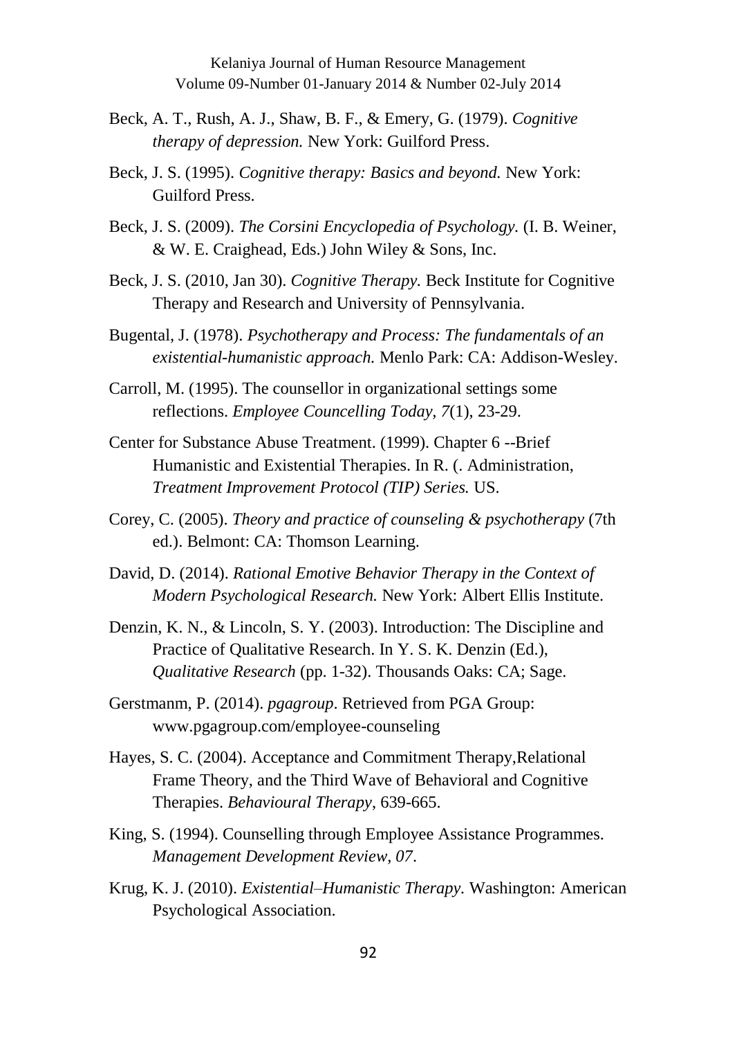Beck, A. T., Rush, A. J., Shaw, B. F., & Emery, G. (1979). *Cognitive therapy of depression.* New York: Guilford Press.

Beck, J. S. (1995). *Cognitive therapy: Basics and beyond.* New York: Guilford Press.

Beck, J. S. (2009). *The Corsini Encyclopedia of Psychology.* (I. B. Weiner, & W. E. Craighead, Eds.) John Wiley & Sons, Inc.

Beck, J. S. (2010, Jan 30). *Cognitive Therapy.* Beck Institute for Cognitive Therapy and Research and University of Pennsylvania.

Bugental, J. (1978). *Psychotherapy and Process: The fundamentals of an existential-humanistic approach.* Menlo Park: CA: Addison-Wesley.

Carroll, M. (1995). The counsellor in organizational settings some reflections. *Employee Councelling Today, 7*(1), 23-29.

Center for Substance Abuse Treatment. (1999). Chapter 6 --Brief Humanistic and Existential Therapies. In R. (. Administration, *Treatment Improvement Protocol (TIP) Series.* US.

Corey, C. (2005). *Theory and practice of counseling & psychotherapy* (7th ed.). Belmont: CA: Thomson Learning.

David, D. (2014). *Rational Emotive Behavior Therapy in the Context of Modern Psychological Research.* New York: Albert Ellis Institute.

Denzin, K. N., & Lincoln, S. Y. (2003). Introduction: The Discipline and Practice of Qualitative Research. In Y. S. K. Denzin (Ed.), *Qualitative Research* (pp. 1-32). Thousands Oaks: CA; Sage.

Gerstmanm, P. (2014). *pgagroup*. Retrieved from PGA Group: www.pgagroup.com/employee-counseling

Hayes, S. C. (2004). Acceptance and Commitment Therapy,Relational Frame Theory, and the Third Wave of Behavioral and Cognitive Therapies. *Behavioural Therapy*, 639-665.

King, S. (1994). Counselling through Employee Assistance Programmes. *Management Development Review, 07*.

Krug, K. J. (2010). *Existential–Humanistic Therapy.* Washington: American Psychological Association.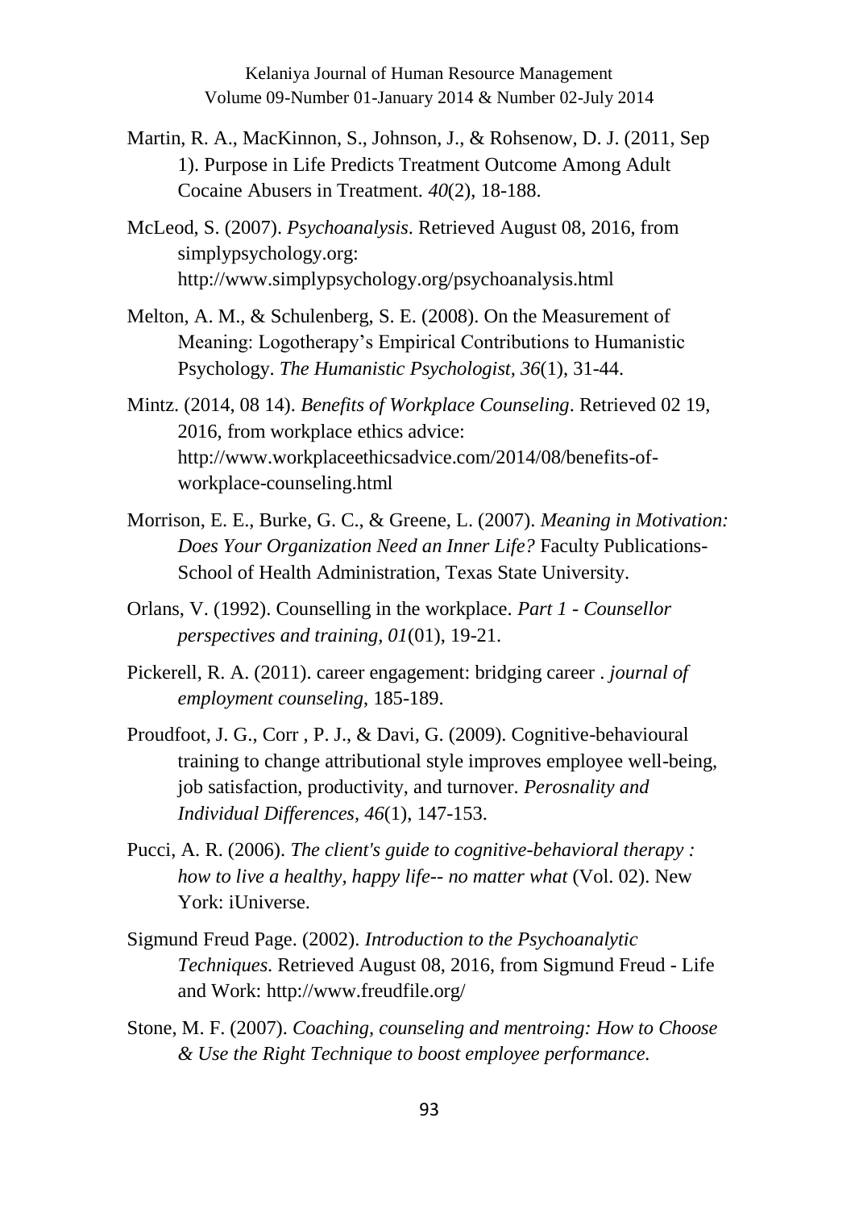Martin, R. A., MacKinnon, S., Johnson, J., & Rohsenow, D. J. (2011, Sep 1). Purpose in Life Predicts Treatment Outcome Among Adult Cocaine Abusers in Treatment. *40*(2), 18-188.

McLeod, S. (2007). *Psychoanalysis*. Retrieved August 08, 2016, from simplypsychology.org: http://www.simplypsychology.org/psychoanalysis.html

Melton, A. M., & Schulenberg, S. E. (2008). On the Measurement of Meaning: Logotherapy's Empirical Contributions to Humanistic Psychology. *The Humanistic Psychologist, 36*(1), 31-44.

Mintz. (2014, 08 14). *Benefits of Workplace Counseling*. Retrieved 02 19, 2016, from workplace ethics advice: http://www.workplaceethicsadvice.com/2014/08/benefits-of-workplace-counseling.html

Morrison, E. E., Burke, G. C., & Greene, L. (2007). *Meaning in Motivation: Does Your Organization Need an Inner Life?* Faculty Publications-School of Health Administration, Texas State University.

Orlans, V. (1992). Counselling in the workplace. *Part 1 - Counsellor perspectives and training, 01*(01), 19-21.

Pickerell, R. A. (2011). career engagement: bridging career . *journal of employment counseling*, 185-189.

Proudfoot, J. G., Corr , P. J., & Davi, G. (2009). Cognitive-behavioural training to change attributional style improves employee well-being, job satisfaction, productivity, and turnover. *Perosnality and Individual Differences, 46*(1), 147-153.

Pucci, A. R. (2006). *The client's guide to cognitive-behavioral therapy : how to live a healthy, happy life-- no matter what* (Vol. 02). New York: iUniverse.

Sigmund Freud Page. (2002). *Introduction to the Psychoanalytic Techniques*. Retrieved August 08, 2016, from Sigmund Freud - Life and Work: http://www.freudfile.org/

Stone, M. F. (2007). *Coaching, counseling and mentroing: How to Choose & Use the Right Technique to boost employee performance.*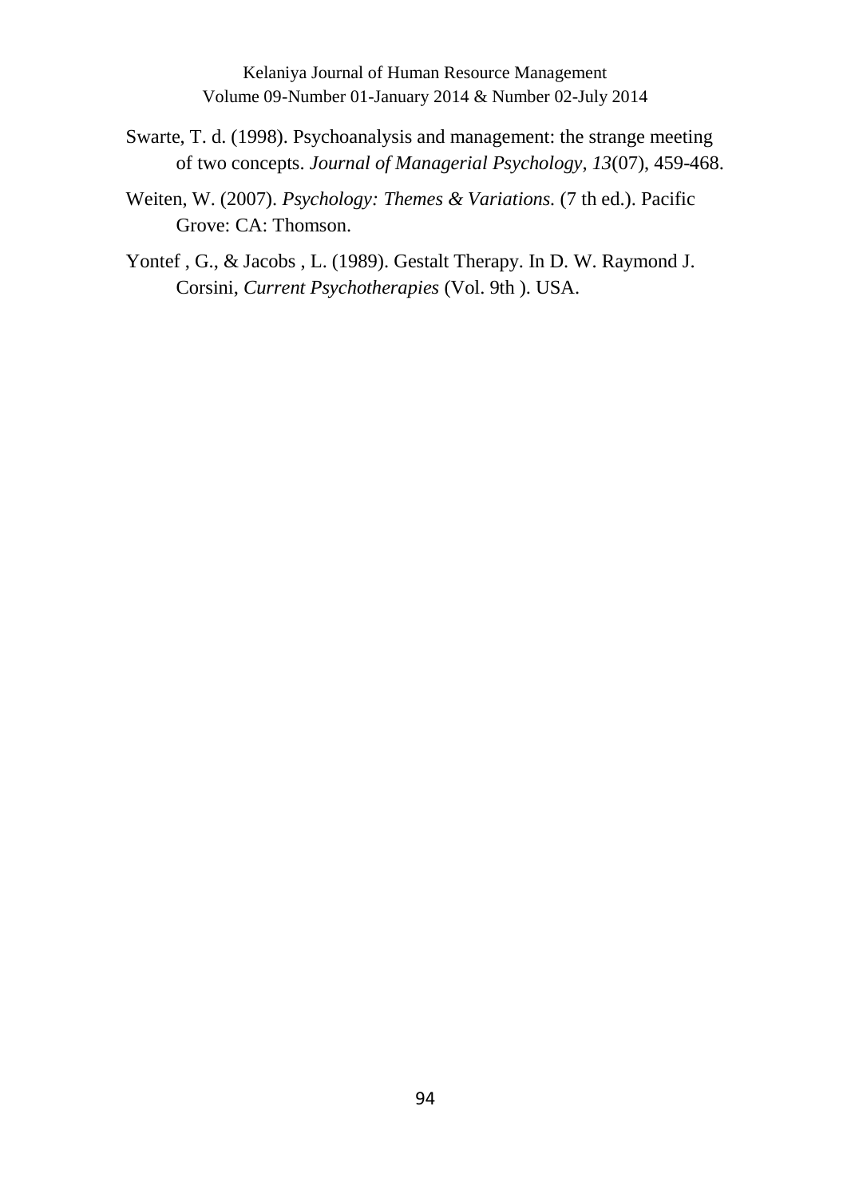Swarte, T. d. (1998). Psychoanalysis and management: the strange meeting of two concepts. *Journal of Managerial Psychology, 13*(07), 459-468.

Weiten, W. (2007). *Psychology: Themes & Variations.* (7 th ed.). Pacific Grove: CA: Thomson.

Yontef , G., & Jacobs , L. (1989). Gestalt Therapy. In D. W. Raymond J. Corsini, *Current Psychotherapies* (Vol. 9th ). USA.